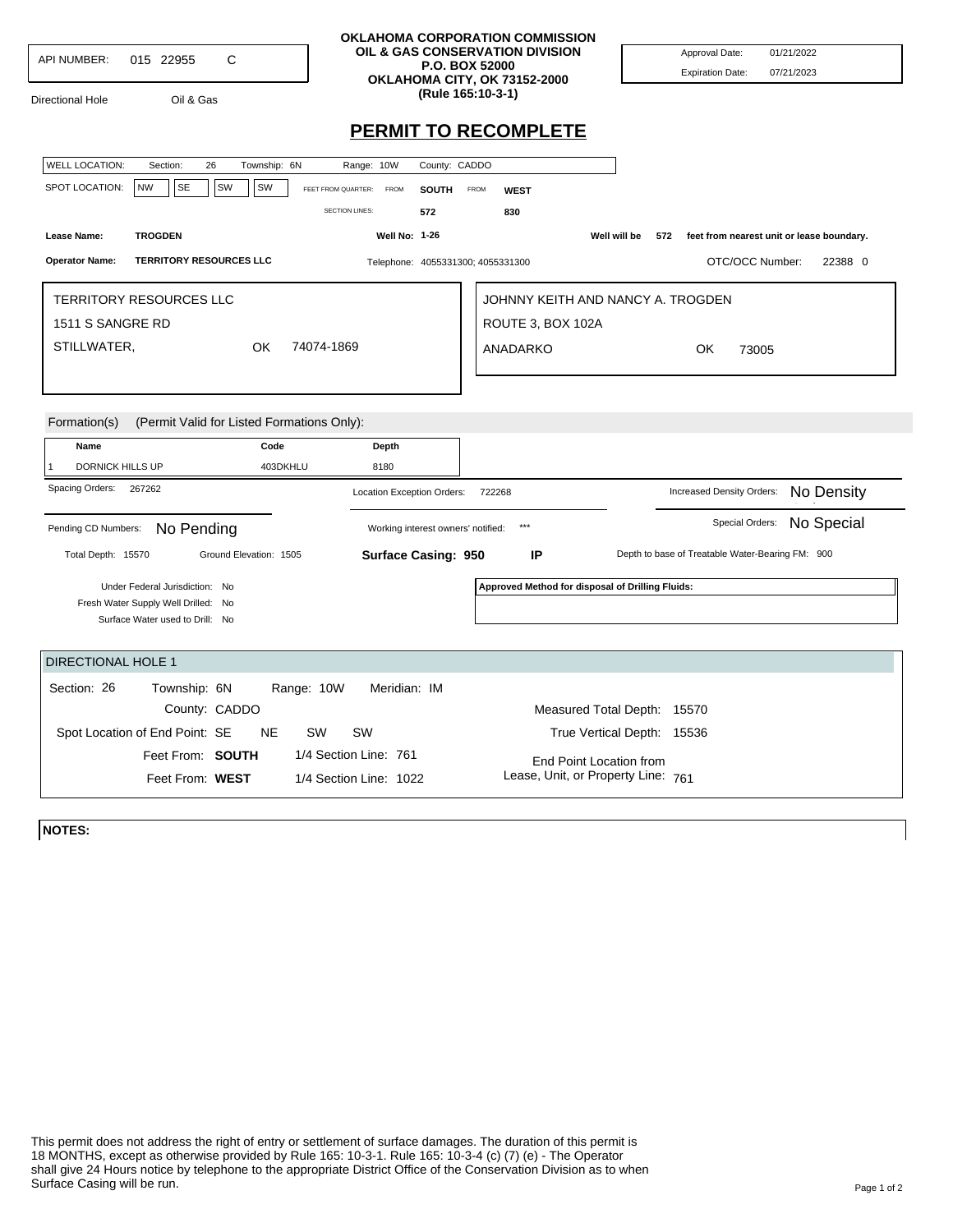API NUMBER: 015 22955 C

Directional Hole  Oil & Gas

**OKLAHOMA CORPORATION COMMISSION**
**OIL & GAS CONSERVATION DIVISION**
**P.O. BOX 52000**
**OKLAHOMA CITY, OK 73152-2000**
**(Rule 165:10-3-1)**

Approval Date: 01/21/2022
Expiration Date: 07/21/2023

# PERMIT TO RECOMPLETE

WELL LOCATION: Section: 26 Township: 6N Range: 10W County: CADDO

SPOT LOCATION: NW SE SW SW  FEET FROM QUARTER: FROM **SOUTH** FROM **WEST**
SECTION LINES: 572  830

**Lease Name:** **TROGDEN**  **Well No: 1-26**  Well will be 572 feet from nearest unit or lease boundary.

**Operator Name:** **TERRITORY RESOURCES LLC**  Telephone: 4055331300; 4055331300  OTC/OCC Number: 22388 0

TERRITORY RESOURCES LLC
1511 S SANGRE RD
STILLWATER, OK 74074-1869

JOHNNY KEITH AND NANCY A. TROGDEN
ROUTE 3, BOX 102A
ANADARKO OK 73005

Formation(s) (Permit Valid for Listed Formations Only):

| | Name | Code | Depth |
|---|---|---|---|
| 1 | DORNICK HILLS UP | 403DKHLU | 8180 |

Spacing Orders: 267262  Location Exception Orders: 722268  Increased Density Orders: No Density

Pending CD Numbers: No Pending  Working interest owners' notified: ***  Special Orders: No Special

Total Depth: 15570  Ground Elevation: 1505  **Surface Casing: 950**  **IP**  Depth to base of Treatable Water-Bearing FM: 900

Under Federal Jurisdiction: No
Fresh Water Supply Well Drilled: No
Surface Water used to Drill: No

**Approved Method for disposal of Drilling Fluids:**

## DIRECTIONAL HOLE 1

Section: 26 Township: 6N Range: 10W Meridian: IM
County: CADDO
Spot Location of End Point: SE NE SW SW
Feet From: **SOUTH** 1/4 Section Line: 761
Feet From: **WEST** 1/4 Section Line: 1022

Measured Total Depth: 15570
True Vertical Depth: 15536
End Point Location from Lease, Unit, or Property Line: 761

**NOTES:**

This permit does not address the right of entry or settlement of surface damages. The duration of this permit is 18 MONTHS, except as otherwise provided by Rule 165: 10-3-1. Rule 165: 10-3-4 (c) (7) (e) - The Operator shall give 24 Hours notice by telephone to the appropriate District Office of the Conservation Division as to when Surface Casing will be run.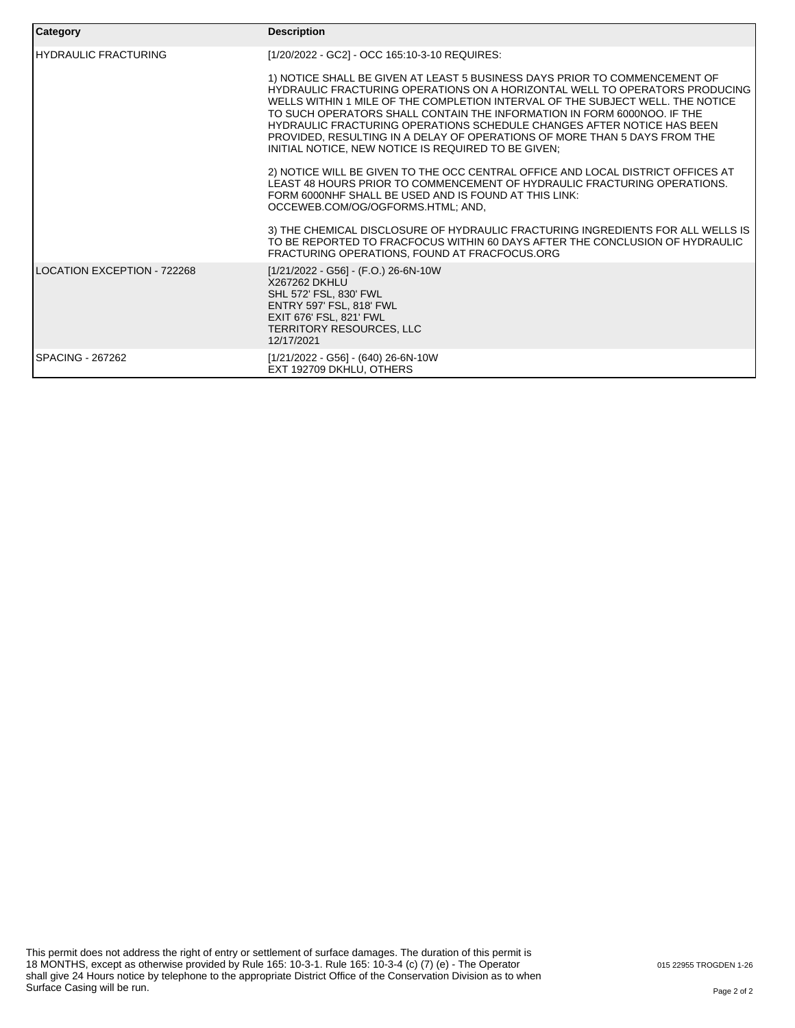| Category | Description |
|---|---|
| HYDRAULIC FRACTURING | [1/20/2022 - GC2] - OCC 165:10-3-10 REQUIRES:<br><br>1) NOTICE SHALL BE GIVEN AT LEAST 5 BUSINESS DAYS PRIOR TO COMMENCEMENT OF HYDRAULIC FRACTURING OPERATIONS ON A HORIZONTAL WELL TO OPERATORS PRODUCING WELLS WITHIN 1 MILE OF THE COMPLETION INTERVAL OF THE SUBJECT WELL. THE NOTICE TO SUCH OPERATORS SHALL CONTAIN THE INFORMATION IN FORM 6000NOO. IF THE HYDRAULIC FRACTURING OPERATIONS SCHEDULE CHANGES AFTER NOTICE HAS BEEN PROVIDED, RESULTING IN A DELAY OF OPERATIONS OF MORE THAN 5 DAYS FROM THE INITIAL NOTICE, NEW NOTICE IS REQUIRED TO BE GIVEN;<br><br>2) NOTICE WILL BE GIVEN TO THE OCC CENTRAL OFFICE AND LOCAL DISTRICT OFFICES AT LEAST 48 HOURS PRIOR TO COMMENCEMENT OF HYDRAULIC FRACTURING OPERATIONS. FORM 6000NHF SHALL BE USED AND IS FOUND AT THIS LINK: OCCEWEB.COM/OG/OGFORMS.HTML; AND,<br><br>3) THE CHEMICAL DISCLOSURE OF HYDRAULIC FRACTURING INGREDIENTS FOR ALL WELLS IS TO BE REPORTED TO FRACFOCUS WITHIN 60 DAYS AFTER THE CONCLUSION OF HYDRAULIC FRACTURING OPERATIONS, FOUND AT FRACFOCUS.ORG |
| LOCATION EXCEPTION - 722268 | [1/21/2022 - G56] - (F.O.) 26-6N-10W<br>X267262 DKHLU<br>SHL 572' FSL, 830' FWL<br>ENTRY 597' FSL, 818' FWL<br>EXIT 676' FSL, 821' FWL<br>TERRITORY RESOURCES, LLC<br>12/17/2021 |
| SPACING - 267262 | [1/21/2022 - G56] - (640) 26-6N-10W<br>EXT 192709 DKHLU, OTHERS |

This permit does not address the right of entry or settlement of surface damages. The duration of this permit is 18 MONTHS, except as otherwise provided by Rule 165: 10-3-1. Rule 165: 10-3-4 (c) (7) (e) - The Operator shall give 24 Hours notice by telephone to the appropriate District Office of the Conservation Division as to when Surface Casing will be run.

015 22955 TROGDEN 1-26